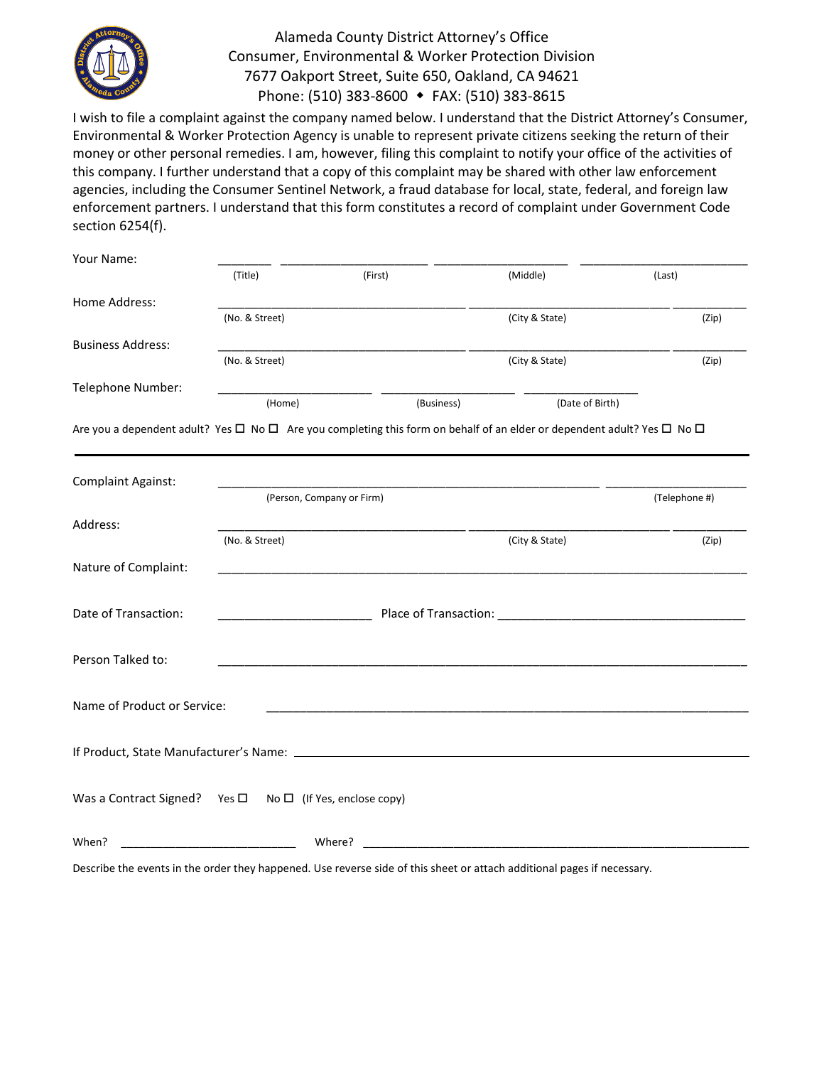Alameda County District Attorney's Office
Consumer, Environmental & Worker Protection Division
7677 Oakport Street, Suite 650, Oakland, CA 94621
Phone: (510) 383-8600 ◆ FAX: (510) 383-8615

I wish to file a complaint against the company named below. I understand that the District Attorney's Consumer, Environmental & Worker Protection Agency is unable to represent private citizens seeking the return of their money or other personal remedies. I am, however, filing this complaint to notify your office of the activities of this company. I further understand that a copy of this complaint may be shared with other law enforcement agencies, including the Consumer Sentinel Network, a fraud database for local, state, federal, and foreign law enforcement partners. I understand that this form constitutes a record of complaint under Government Code section 6254(f).

Your Name: ________ ______________________ ____________________ _________________________
(Title) (First) (Middle) (Last)

Home Address: _____________________________________ ______________________________ ___________
(No. & Street) (City & State) (Zip)

Business Address: _____________________________________ ______________________________ ___________
(No. & Street) (City & State) (Zip)

Telephone Number: _______________________ ____________________ _________________
(Home) (Business) (Date of Birth)

Are you a dependent adult? Yes ☐ No ☐ Are you completing this form on behalf of an elder or dependent adult? Yes ☐ No ☐

---

Complaint Against: _________________________________________________________ _____________________
(Person, Company or Firm) (Telephone #)

Address: _____________________________________ ______________________________ ___________
(No. & Street) (City & State) (Zip)

Nature of Complaint: ________________________________________________________________________________

Date of Transaction: _______________________ Place of Transaction: _____________________________________

Person Talked to: ________________________________________________________________________________

Name of Product or Service: ________________________________________________________________________

If Product, State Manufacturer's Name: _____________________________________________________________

Was a Contract Signed? Yes ☐ No ☐ (If Yes, enclose copy)

When? __________________________ Where? ______________________________________________________

Describe the events in the order they happened. Use reverse side of this sheet or attach additional pages if necessary.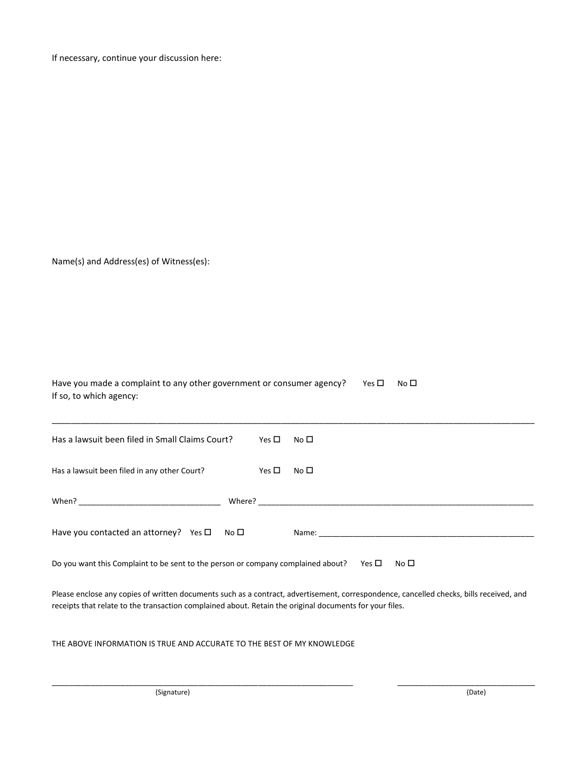If necessary, continue your discussion here:

Name(s) and Address(es) of Witness(es):

Have you made a complaint to any other government or consumer agency? Yes ☐ No ☐
If so, to which agency:

_______________________________________________________________________________________________

Has a lawsuit been filed in Small Claims Court? Yes ☐ No ☐

Has a lawsuit been filed in any other Court? Yes ☐ No ☐

When? ________________________________ Where? _________________________________________________________________

Have you contacted an attorney? Yes ☐ No ☐ Name: __________________________________________________

Do you want this Complaint to be sent to the person or company complained about? Yes ☐ No ☐

Please enclose any copies of written documents such as a contract, advertisement, correspondence, cancelled checks, bills received, and receipts that relate to the transaction complained about. Retain the original documents for your files.

THE ABOVE INFORMATION IS TRUE AND ACCURATE TO THE BEST OF MY KNOWLEDGE

_____________________________________________________________________ ________________________________
(Signature) (Date)